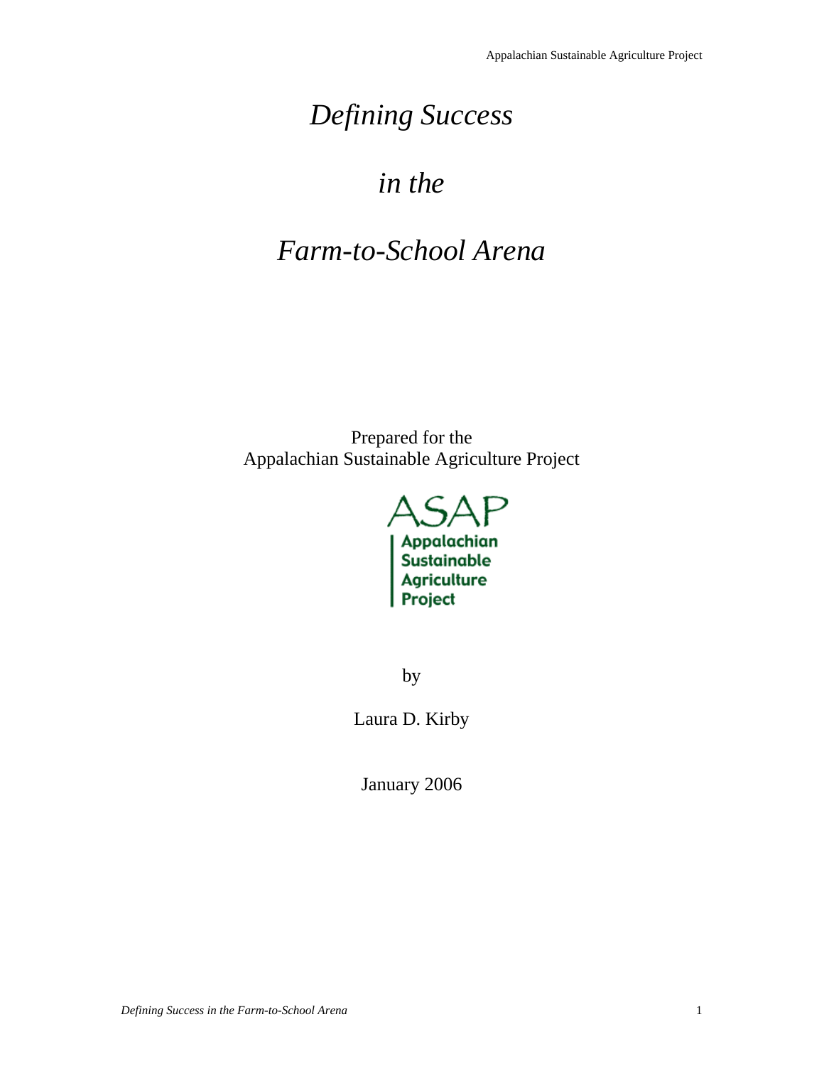# *Defining Success*

# *in the*

# *Farm-to-School Arena*

Prepared for the
Appalachian Sustainable Agriculture Project

ASAP
Appalachian
Sustainable
Agriculture
Project

by

Laura D. Kirby

January 2006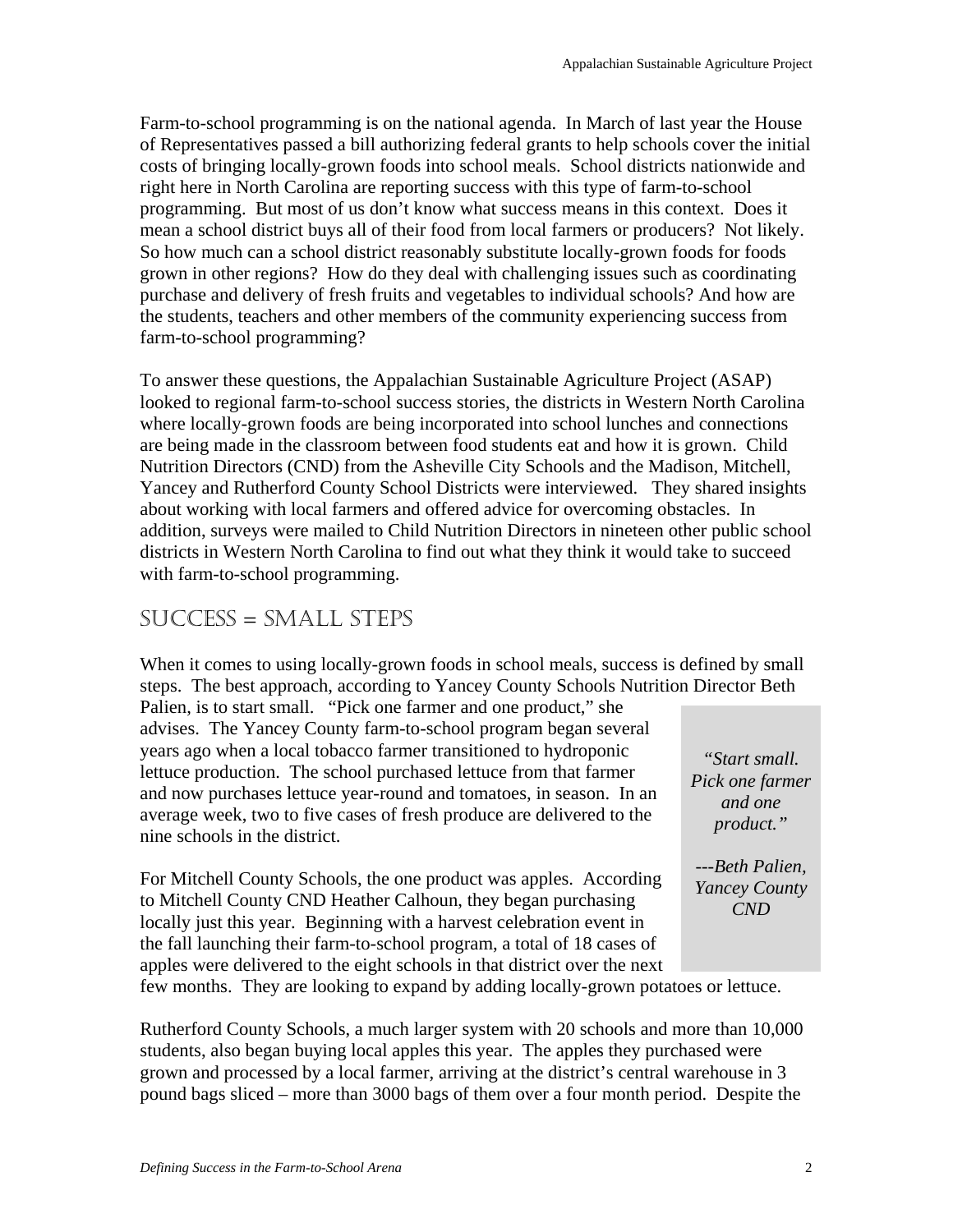Farm-to-school programming is on the national agenda. In March of last year the House of Representatives passed a bill authorizing federal grants to help schools cover the initial costs of bringing locally-grown foods into school meals. School districts nationwide and right here in North Carolina are reporting success with this type of farm-to-school programming. But most of us don't know what success means in this context. Does it mean a school district buys all of their food from local farmers or producers? Not likely. So how much can a school district reasonably substitute locally-grown foods for foods grown in other regions? How do they deal with challenging issues such as coordinating purchase and delivery of fresh fruits and vegetables to individual schools? And how are the students, teachers and other members of the community experiencing success from farm-to-school programming?

To answer these questions, the Appalachian Sustainable Agriculture Project (ASAP) looked to regional farm-to-school success stories, the districts in Western North Carolina where locally-grown foods are being incorporated into school lunches and connections are being made in the classroom between food students eat and how it is grown. Child Nutrition Directors (CND) from the Asheville City Schools and the Madison, Mitchell, Yancey and Rutherford County School Districts were interviewed. They shared insights about working with local farmers and offered advice for overcoming obstacles. In addition, surveys were mailed to Child Nutrition Directors in nineteen other public school districts in Western North Carolina to find out what they think it would take to succeed with farm-to-school programming.

## Success = Small Steps

When it comes to using locally-grown foods in school meals, success is defined by small steps. The best approach, according to Yancey County Schools Nutrition Director Beth Palien, is to start small. "Pick one farmer and one product," she advises. The Yancey County farm-to-school program began several years ago when a local tobacco farmer transitioned to hydroponic lettuce production. The school purchased lettuce from that farmer and now purchases lettuce year-round and tomatoes, in season. In an average week, two to five cases of fresh produce are delivered to the nine schools in the district.

> *"Start small. Pick one farmer and one product."*
>
> *---Beth Palien, Yancey County CND*

For Mitchell County Schools, the one product was apples. According to Mitchell County CND Heather Calhoun, they began purchasing locally just this year. Beginning with a harvest celebration event in the fall launching their farm-to-school program, a total of 18 cases of apples were delivered to the eight schools in that district over the next few months. They are looking to expand by adding locally-grown potatoes or lettuce.

Rutherford County Schools, a much larger system with 20 schools and more than 10,000 students, also began buying local apples this year. The apples they purchased were grown and processed by a local farmer, arriving at the district's central warehouse in 3 pound bags sliced – more than 3000 bags of them over a four month period. Despite the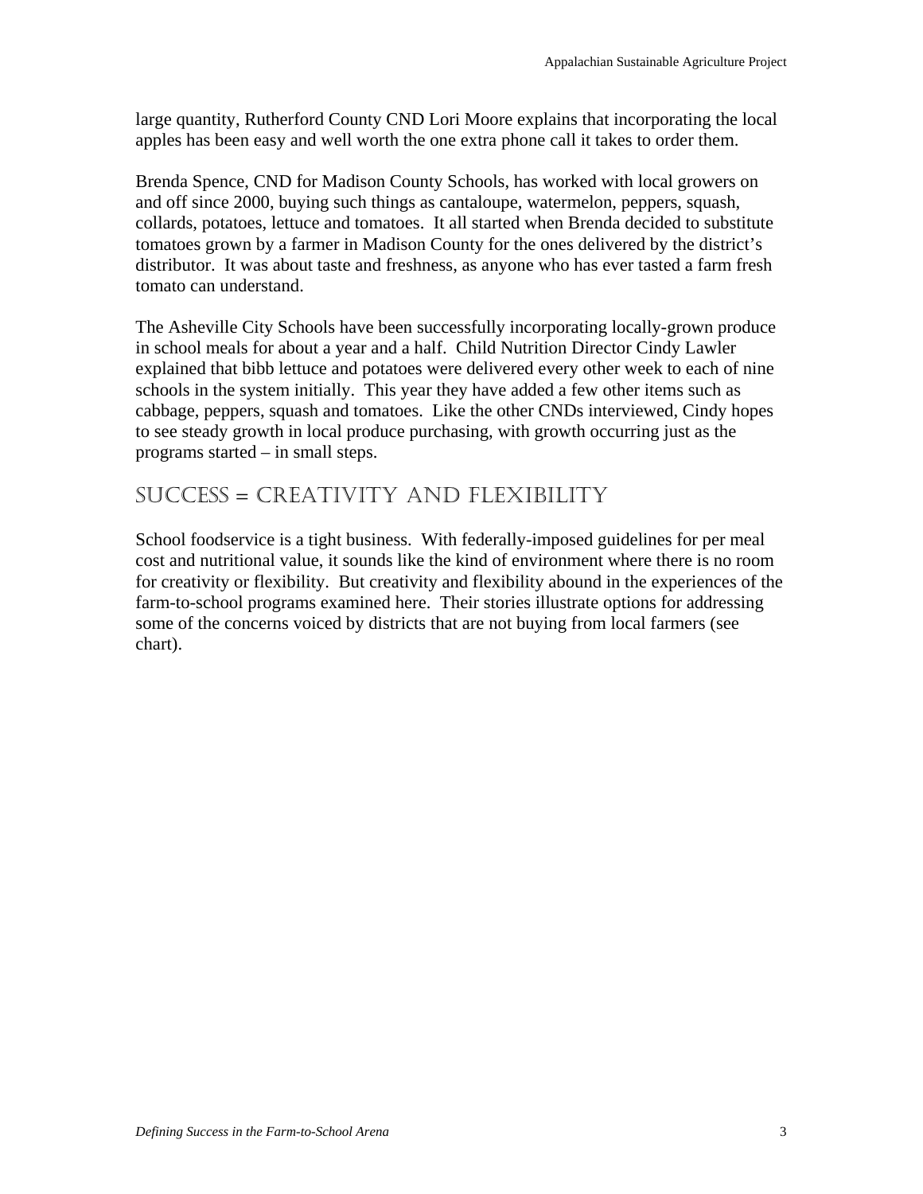large quantity, Rutherford County CND Lori Moore explains that incorporating the local apples has been easy and well worth the one extra phone call it takes to order them.

Brenda Spence, CND for Madison County Schools, has worked with local growers on and off since 2000, buying such things as cantaloupe, watermelon, peppers, squash, collards, potatoes, lettuce and tomatoes. It all started when Brenda decided to substitute tomatoes grown by a farmer in Madison County for the ones delivered by the district's distributor. It was about taste and freshness, as anyone who has ever tasted a farm fresh tomato can understand.

The Asheville City Schools have been successfully incorporating locally-grown produce in school meals for about a year and a half. Child Nutrition Director Cindy Lawler explained that bibb lettuce and potatoes were delivered every other week to each of nine schools in the system initially. This year they have added a few other items such as cabbage, peppers, squash and tomatoes. Like the other CNDs interviewed, Cindy hopes to see steady growth in local produce purchasing, with growth occurring just as the programs started – in small steps.

## Success = Creativity and Flexibility

School foodservice is a tight business. With federally-imposed guidelines for per meal cost and nutritional value, it sounds like the kind of environment where there is no room for creativity or flexibility. But creativity and flexibility abound in the experiences of the farm-to-school programs examined here. Their stories illustrate options for addressing some of the concerns voiced by districts that are not buying from local farmers (see chart).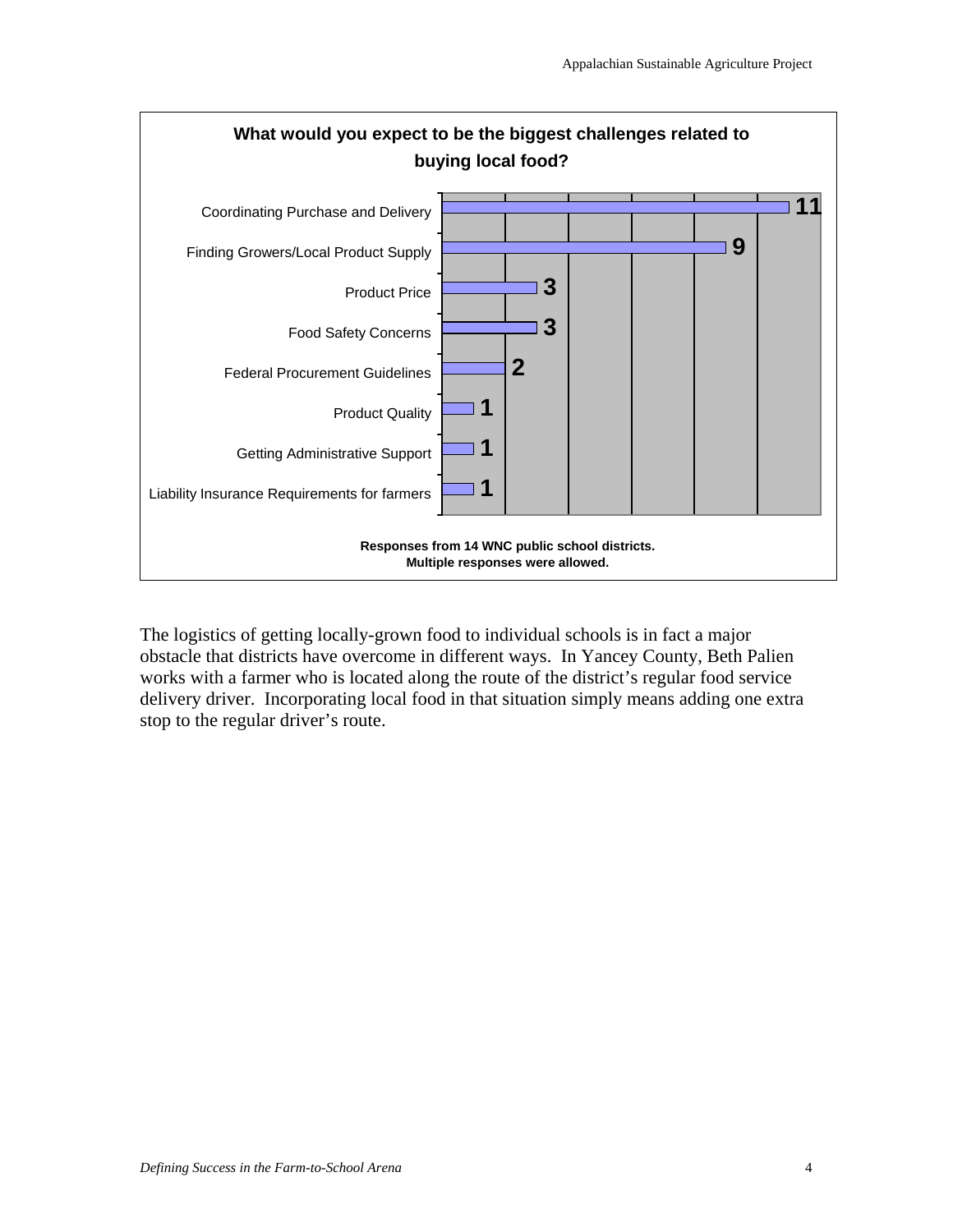**What would you expect to be the biggest challenges related to buying local food?**

| Challenge | Responses |
| --- | --- |
| Coordinating Purchase and Delivery | 11 |
| Finding Growers/Local Product Supply | 9 |
| Product Price | 3 |
| Food Safety Concerns | 3 |
| Federal Procurement Guidelines | 2 |
| Product Quality | 1 |
| Getting Administrative Support | 1 |
| Liability Insurance Requirements for farmers | 1 |

**Responses from 14 WNC public school districts.**
**Multiple responses were allowed.**

The logistics of getting locally-grown food to individual schools is in fact a major obstacle that districts have overcome in different ways. In Yancey County, Beth Palien works with a farmer who is located along the route of the district's regular food service delivery driver. Incorporating local food in that situation simply means adding one extra stop to the regular driver's route.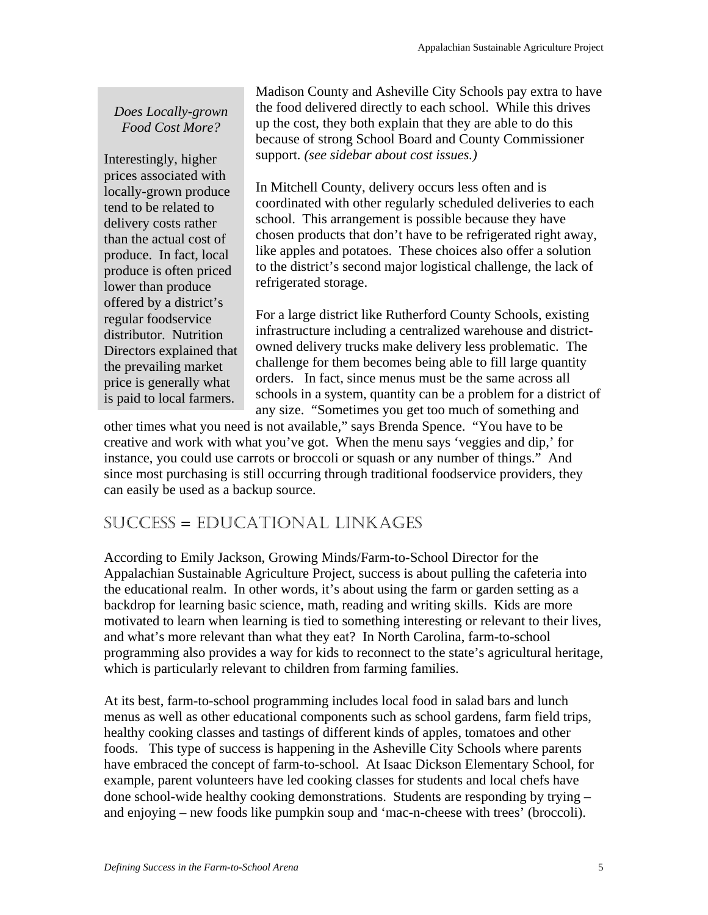> *Does Locally-grown Food Cost More?*
>
> Interestingly, higher prices associated with locally-grown produce tend to be related to delivery costs rather than the actual cost of produce. In fact, local produce is often priced lower than produce offered by a district's regular foodservice distributor. Nutrition Directors explained that the prevailing market price is generally what is paid to local farmers.

Madison County and Asheville City Schools pay extra to have the food delivered directly to each school. While this drives up the cost, they both explain that they are able to do this because of strong School Board and County Commissioner support. *(see sidebar about cost issues.)*

In Mitchell County, delivery occurs less often and is coordinated with other regularly scheduled deliveries to each school. This arrangement is possible because they have chosen products that don't have to be refrigerated right away, like apples and potatoes. These choices also offer a solution to the district's second major logistical challenge, the lack of refrigerated storage.

For a large district like Rutherford County Schools, existing infrastructure including a centralized warehouse and district-owned delivery trucks make delivery less problematic. The challenge for them becomes being able to fill large quantity orders. In fact, since menus must be the same across all schools in a system, quantity can be a problem for a district of any size. "Sometimes you get too much of something and other times what you need is not available," says Brenda Spence. "You have to be creative and work with what you've got. When the menu says 'veggies and dip,' for instance, you could use carrots or broccoli or squash or any number of things." And since most purchasing is still occurring through traditional foodservice providers, they can easily be used as a backup source.

## Success = Educational Linkages

According to Emily Jackson, Growing Minds/Farm-to-School Director for the Appalachian Sustainable Agriculture Project, success is about pulling the cafeteria into the educational realm. In other words, it's about using the farm or garden setting as a backdrop for learning basic science, math, reading and writing skills. Kids are more motivated to learn when learning is tied to something interesting or relevant to their lives, and what's more relevant than what they eat? In North Carolina, farm-to-school programming also provides a way for kids to reconnect to the state's agricultural heritage, which is particularly relevant to children from farming families.

At its best, farm-to-school programming includes local food in salad bars and lunch menus as well as other educational components such as school gardens, farm field trips, healthy cooking classes and tastings of different kinds of apples, tomatoes and other foods. This type of success is happening in the Asheville City Schools where parents have embraced the concept of farm-to-school. At Isaac Dickson Elementary School, for example, parent volunteers have led cooking classes for students and local chefs have done school-wide healthy cooking demonstrations. Students are responding by trying – and enjoying – new foods like pumpkin soup and 'mac-n-cheese with trees' (broccoli).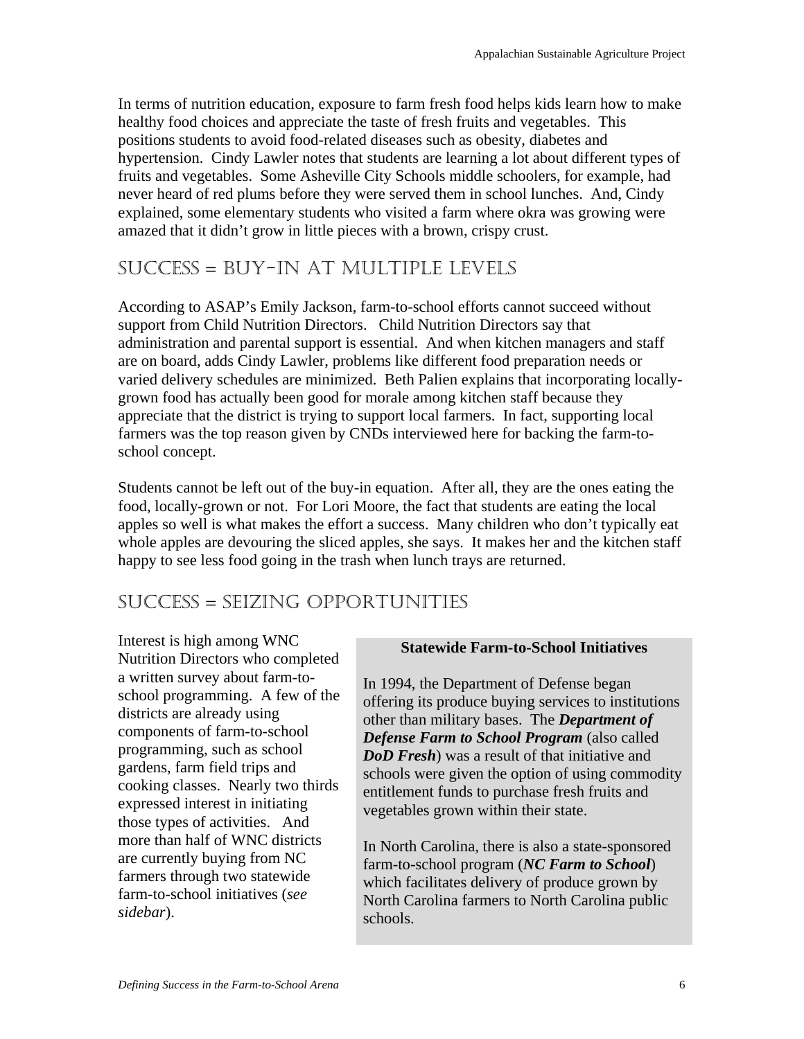In terms of nutrition education, exposure to farm fresh food helps kids learn how to make healthy food choices and appreciate the taste of fresh fruits and vegetables. This positions students to avoid food-related diseases such as obesity, diabetes and hypertension. Cindy Lawler notes that students are learning a lot about different types of fruits and vegetables. Some Asheville City Schools middle schoolers, for example, had never heard of red plums before they were served them in school lunches. And, Cindy explained, some elementary students who visited a farm where okra was growing were amazed that it didn't grow in little pieces with a brown, crispy crust.

## Success = Buy-in at Multiple Levels

According to ASAP's Emily Jackson, farm-to-school efforts cannot succeed without support from Child Nutrition Directors. Child Nutrition Directors say that administration and parental support is essential. And when kitchen managers and staff are on board, adds Cindy Lawler, problems like different food preparation needs or varied delivery schedules are minimized. Beth Palien explains that incorporating locally-grown food has actually been good for morale among kitchen staff because they appreciate that the district is trying to support local farmers. In fact, supporting local farmers was the top reason given by CNDs interviewed here for backing the farm-to-school concept.

Students cannot be left out of the buy-in equation. After all, they are the ones eating the food, locally-grown or not. For Lori Moore, the fact that students are eating the local apples so well is what makes the effort a success. Many children who don't typically eat whole apples are devouring the sliced apples, she says. It makes her and the kitchen staff happy to see less food going in the trash when lunch trays are returned.

## Success = Seizing Opportunities

Interest is high among WNC Nutrition Directors who completed a written survey about farm-to-school programming. A few of the districts are already using components of farm-to-school programming, such as school gardens, farm field trips and cooking classes. Nearly two thirds expressed interest in initiating those types of activities. And more than half of WNC districts are currently buying from NC farmers through two statewide farm-to-school initiatives (*see sidebar*).

**Statewide Farm-to-School Initiatives**

In 1994, the Department of Defense began offering its produce buying services to institutions other than military bases. The ***Department of Defense Farm to School Program*** (also called ***DoD Fresh***) was a result of that initiative and schools were given the option of using commodity entitlement funds to purchase fresh fruits and vegetables grown within their state.

In North Carolina, there is also a state-sponsored farm-to-school program (***NC Farm to School***) which facilitates delivery of produce grown by North Carolina farmers to North Carolina public schools.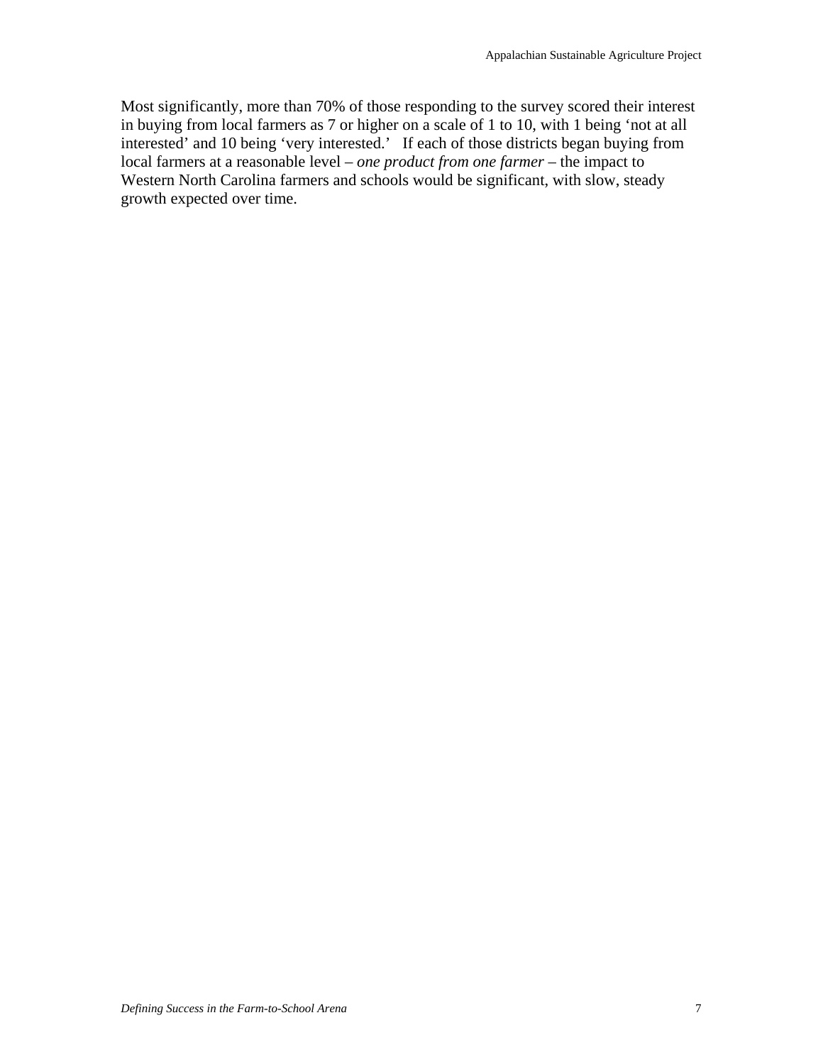Most significantly, more than 70% of those responding to the survey scored their interest in buying from local farmers as 7 or higher on a scale of 1 to 10, with 1 being 'not at all interested' and 10 being 'very interested.' If each of those districts began buying from local farmers at a reasonable level – *one product from one farmer* – the impact to Western North Carolina farmers and schools would be significant, with slow, steady growth expected over time.